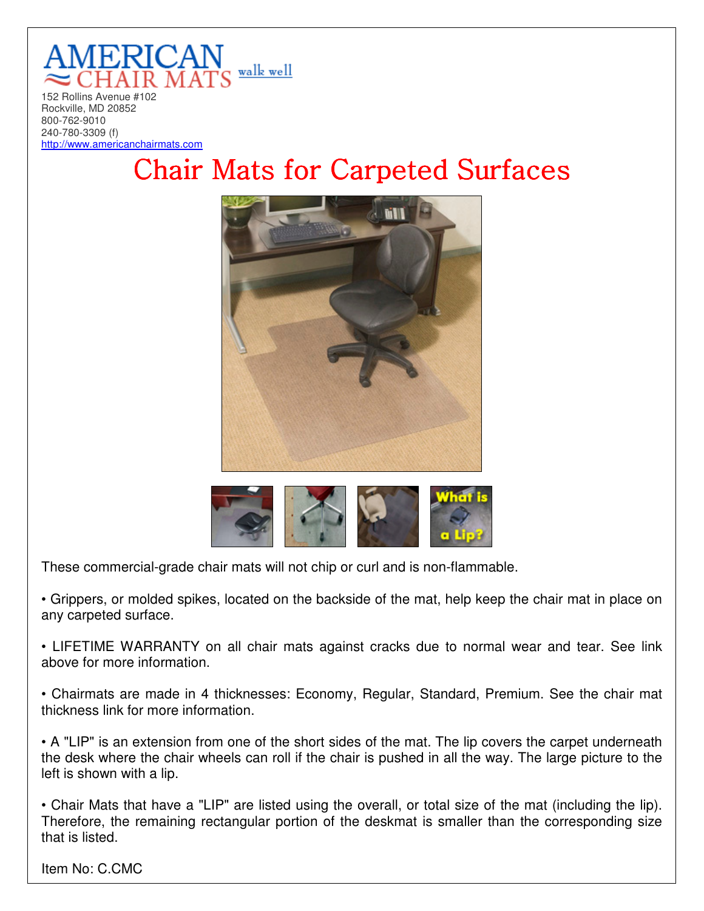AMERICAN CHAIR MATS walk well

152 Rollins Avenue #102
Rockville, MD 20852
800-762-9010
240-780-3309 (f)
http://www.americanchairmats.com

# Chair Mats for Carpeted Surfaces

These commercial-grade chair mats will not chip or curl and is non-flammable.

• Grippers, or molded spikes, located on the backside of the mat, help keep the chair mat in place on any carpeted surface.

• LIFETIME WARRANTY on all chair mats against cracks due to normal wear and tear. See link above for more information.

• Chairmats are made in 4 thicknesses: Economy, Regular, Standard, Premium. See the chair mat thickness link for more information.

• A "LIP" is an extension from one of the short sides of the mat. The lip covers the carpet underneath the desk where the chair wheels can roll if the chair is pushed in all the way. The large picture to the left is shown with a lip.

• Chair Mats that have a "LIP" are listed using the overall, or total size of the mat (including the lip). Therefore, the remaining rectangular portion of the deskmat is smaller than the corresponding size that is listed.

Item No: C.CMC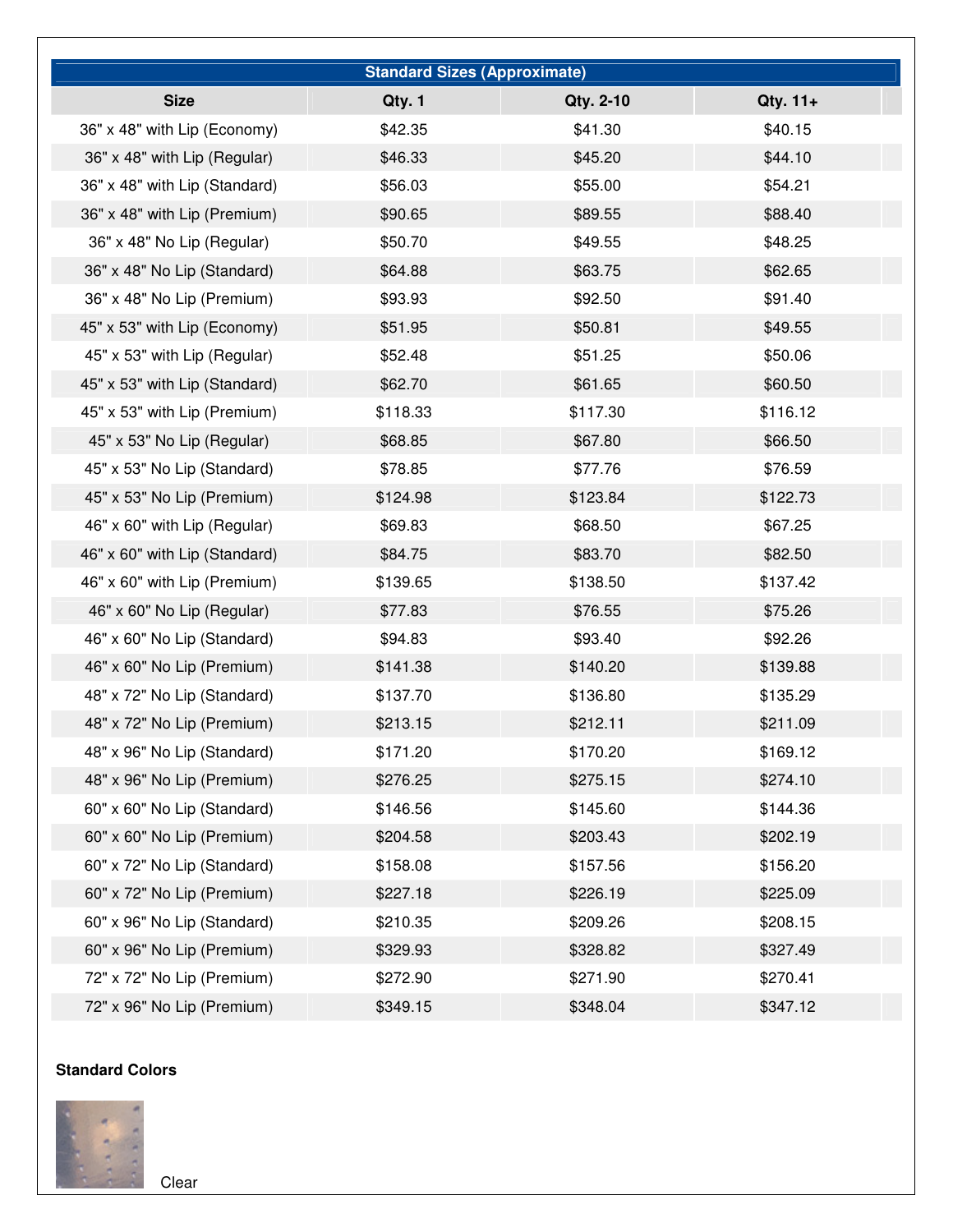| Standard Sizes (Approximate) | | | |
|---|---|---|---|
| **Size** | **Qty. 1** | **Qty. 2-10** | **Qty. 11+** |
| 36" x 48" with Lip (Economy) | $42.35 | $41.30 | $40.15 |
| 36" x 48" with Lip (Regular) | $46.33 | $45.20 | $44.10 |
| 36" x 48" with Lip (Standard) | $56.03 | $55.00 | $54.21 |
| 36" x 48" with Lip (Premium) | $90.65 | $89.55 | $88.40 |
| 36" x 48" No Lip (Regular) | $50.70 | $49.55 | $48.25 |
| 36" x 48" No Lip (Standard) | $64.88 | $63.75 | $62.65 |
| 36" x 48" No Lip (Premium) | $93.93 | $92.50 | $91.40 |
| 45" x 53" with Lip (Economy) | $51.95 | $50.81 | $49.55 |
| 45" x 53" with Lip (Regular) | $52.48 | $51.25 | $50.06 |
| 45" x 53" with Lip (Standard) | $62.70 | $61.65 | $60.50 |
| 45" x 53" with Lip (Premium) | $118.33 | $117.30 | $116.12 |
| 45" x 53" No Lip (Regular) | $68.85 | $67.80 | $66.50 |
| 45" x 53" No Lip (Standard) | $78.85 | $77.76 | $76.59 |
| 45" x 53" No Lip (Premium) | $124.98 | $123.84 | $122.73 |
| 46" x 60" with Lip (Regular) | $69.83 | $68.50 | $67.25 |
| 46" x 60" with Lip (Standard) | $84.75 | $83.70 | $82.50 |
| 46" x 60" with Lip (Premium) | $139.65 | $138.50 | $137.42 |
| 46" x 60" No Lip (Regular) | $77.83 | $76.55 | $75.26 |
| 46" x 60" No Lip (Standard) | $94.83 | $93.40 | $92.26 |
| 46" x 60" No Lip (Premium) | $141.38 | $140.20 | $139.88 |
| 48" x 72" No Lip (Standard) | $137.70 | $136.80 | $135.29 |
| 48" x 72" No Lip (Premium) | $213.15 | $212.11 | $211.09 |
| 48" x 96" No Lip (Standard) | $171.20 | $170.20 | $169.12 |
| 48" x 96" No Lip (Premium) | $276.25 | $275.15 | $274.10 |
| 60" x 60" No Lip (Standard) | $146.56 | $145.60 | $144.36 |
| 60" x 60" No Lip (Premium) | $204.58 | $203.43 | $202.19 |
| 60" x 72" No Lip (Standard) | $158.08 | $157.56 | $156.20 |
| 60" x 72" No Lip (Premium) | $227.18 | $226.19 | $225.09 |
| 60" x 96" No Lip (Standard) | $210.35 | $209.26 | $208.15 |
| 60" x 96" No Lip (Premium) | $329.93 | $328.82 | $327.49 |
| 72" x 72" No Lip (Premium) | $272.90 | $271.90 | $270.41 |
| 72" x 96" No Lip (Premium) | $349.15 | $348.04 | $347.12 |

**Standard Colors**

Clear